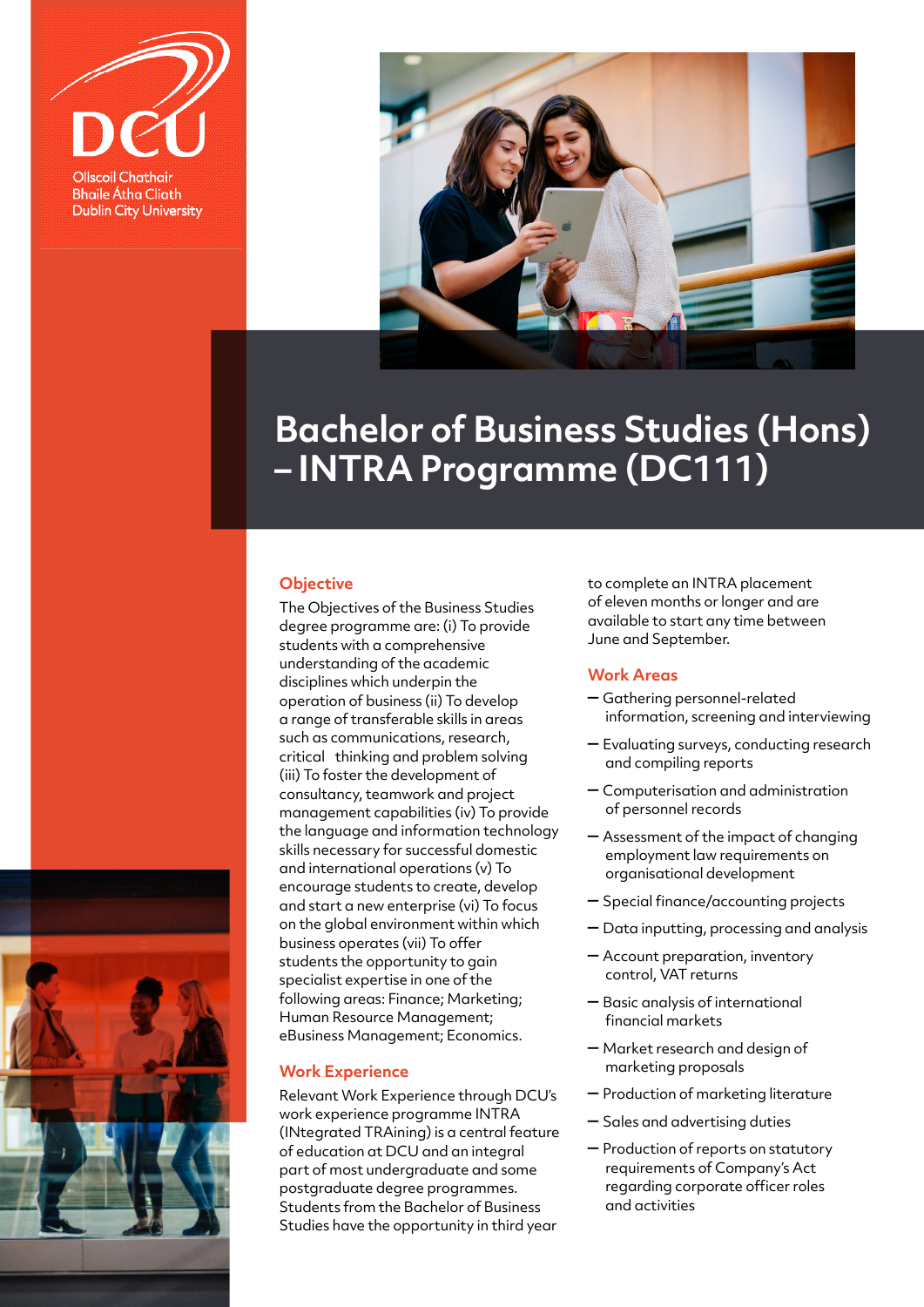Ollscoil Chathair Bhaile Átha Cliath
Dublin City University

# Bachelor of Business Studies (Hons) – INTRA Programme (DC111)

## Objective

The Objectives of the Business Studies degree programme are: (i) To provide students with a comprehensive understanding of the academic disciplines which underpin the operation of business (ii) To develop a range of transferable skills in areas such as communications, research, critical thinking and problem solving (iii) To foster the development of consultancy, teamwork and project management capabilities (iv) To provide the language and information technology skills necessary for successful domestic and international operations (v) To encourage students to create, develop and start a new enterprise (vi) To focus on the global environment within which business operates (vii) To offer students the opportunity to gain specialist expertise in one of the following areas: Finance; Marketing; Human Resource Management; eBusiness Management; Economics.

## Work Experience

Relevant Work Experience through DCU's work experience programme INTRA (INtegrated TRAining) is a central feature of education at DCU and an integral part of most undergraduate and some postgraduate degree programmes. Students from the Bachelor of Business Studies have the opportunity in third year to complete an INTRA placement of eleven months or longer and are available to start any time between June and September.

## Work Areas

- Gathering personnel-related information, screening and interviewing
- Evaluating surveys, conducting research and compiling reports
- Computerisation and administration of personnel records
- Assessment of the impact of changing employment law requirements on organisational development
- Special finance/accounting projects
- Data inputting, processing and analysis
- Account preparation, inventory control, VAT returns
- Basic analysis of international financial markets
- Market research and design of marketing proposals
- Production of marketing literature
- Sales and advertising duties
- Production of reports on statutory requirements of Company's Act regarding corporate officer roles and activities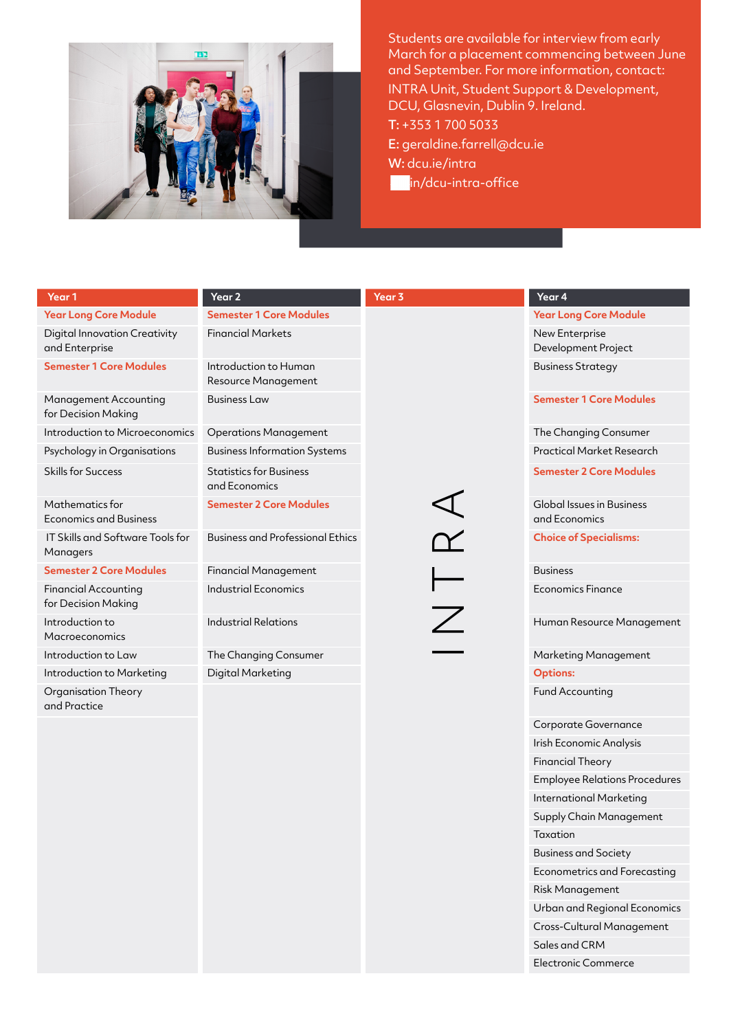Students are available for interview from early March for a placement commencing between June and September. For more information, contact:

INTRA Unit, Student Support & Development, DCU, Glasnevin, Dublin 9. Ireland.

**T:** +353 1 700 5033

**E:** geraldine.farrell@dcu.ie

**W:** dcu.ie/intra

in/dcu-intra-office

| Year 1 | Year 2 | Year 3 | Year 4 |
|---|---|---|---|
| **Year Long Core Module** | **Semester 1 Core Modules** | INTRA | **Year Long Core Module** |
| Digital Innovation Creativity and Enterprise | Financial Markets | | New Enterprise Development Project |
| **Semester 1 Core Modules** | Introduction to Human Resource Management | | Business Strategy |
| Management Accounting for Decision Making | Business Law | | **Semester 1 Core Modules** |
| Introduction to Microeconomics | Operations Management | | The Changing Consumer |
| Psychology in Organisations | Business Information Systems | | Practical Market Research |
| Skills for Success | Statistics for Business and Economics | | **Semester 2 Core Modules** |
| Mathematics for Economics and Business | **Semester 2 Core Modules** | | Global Issues in Business and Economics |
| IT Skills and Software Tools for Managers | Business and Professional Ethics | | **Choice of Specialisms:** |
| **Semester 2 Core Modules** | Financial Management | | Business |
| Financial Accounting for Decision Making | Industrial Economics | | Economics Finance |
| Introduction to Macroeconomics | Industrial Relations | | Human Resource Management |
| Introduction to Law | The Changing Consumer | | Marketing Management |
| Introduction to Marketing | Digital Marketing | | **Options:** |
| Organisation Theory and Practice | | | Fund Accounting |
| | | | Corporate Governance |
| | | | Irish Economic Analysis |
| | | | Financial Theory |
| | | | Employee Relations Procedures |
| | | | International Marketing |
| | | | Supply Chain Management |
| | | | Taxation |
| | | | Business and Society |
| | | | Econometrics and Forecasting |
| | | | Risk Management |
| | | | Urban and Regional Economics |
| | | | Cross-Cultural Management |
| | | | Sales and CRM |
| | | | Electronic Commerce |